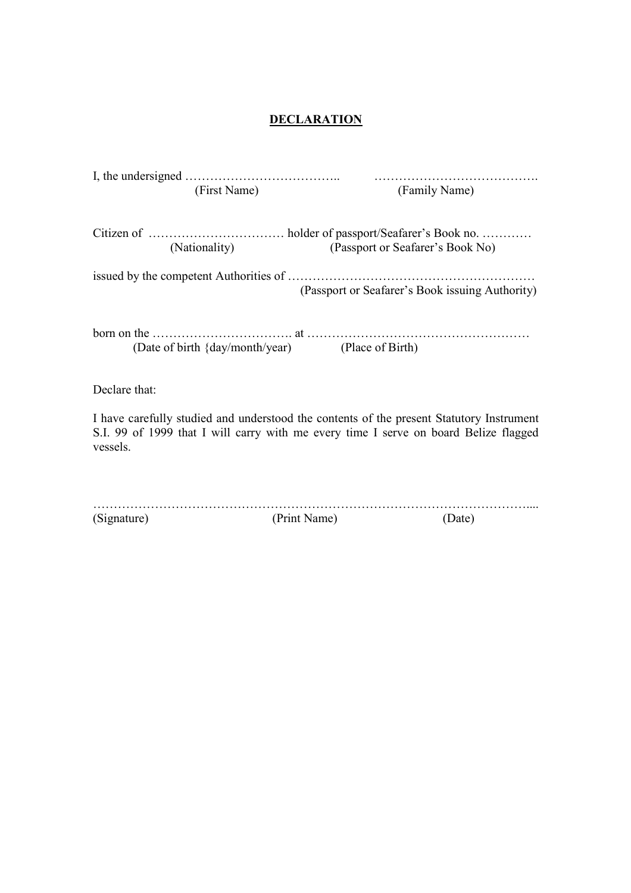# DECLARATION

I, the undersigned ……………………………….. ………………………………….
(First Name) (Family Name)

Citizen of …………………………… holder of passport/Seafarer's Book no. …………
(Nationality) (Passport or Seafarer's Book No)

issued by the competent Authorities of …………………………………………………
(Passport or Seafarer's Book issuing Authority)

born on the ……………………………. at ………………………………………………
(Date of birth {day/month/year) (Place of Birth)

Declare that:

I have carefully studied and understood the contents of the present Statutory Instrument S.I. 99 of 1999 that I will carry with me every time I serve on board Belize flagged vessels.

……………………………………………………………………………………………....
(Signature) (Print Name) (Date)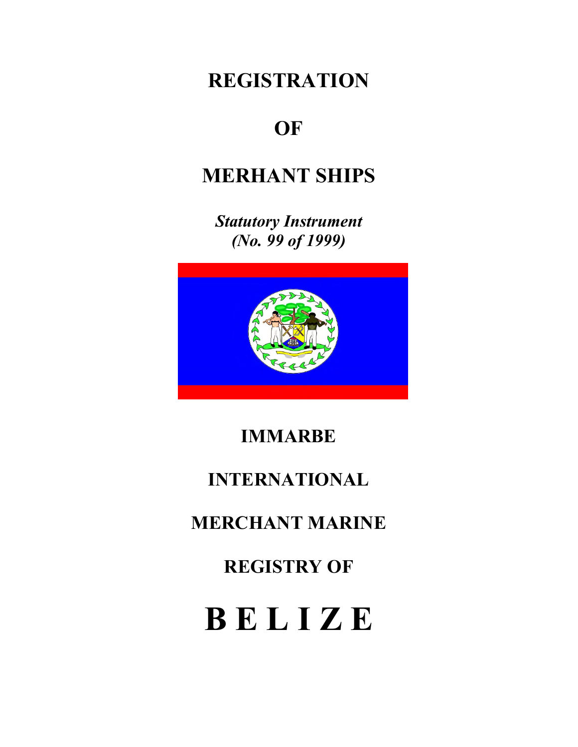# REGISTRATION

# OF

# MERHANT SHIPS

***Statutory Instrument***
***(No. 99 of 1999)***

## IMMARBE

## INTERNATIONAL

## MERCHANT MARINE

## REGISTRY OF

# B E L I Z E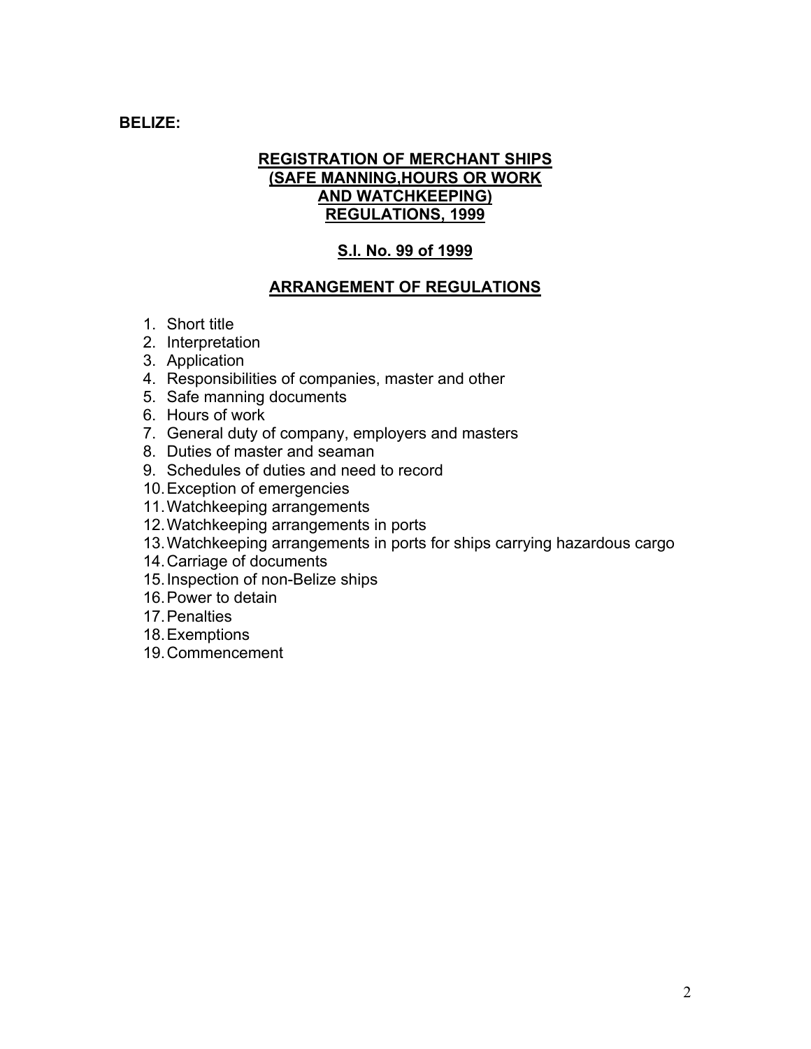**BELIZE:**

## REGISTRATION OF MERCHANT SHIPS (SAFE MANNING,HOURS OR WORK AND WATCHKEEPING) REGULATIONS, 1999

### S.I. No. 99 of 1999

### ARRANGEMENT OF REGULATIONS

1. Short title
2. Interpretation
3. Application
4. Responsibilities of companies, master and other
5. Safe manning documents
6. Hours of work
7. General duty of company, employers and masters
8. Duties of master and seaman
9. Schedules of duties and need to record
10. Exception of emergencies
11. Watchkeeping arrangements
12. Watchkeeping arrangements in ports
13. Watchkeeping arrangements in ports for ships carrying hazardous cargo
14. Carriage of documents
15. Inspection of non-Belize ships
16. Power to detain
17. Penalties
18. Exemptions
19. Commencement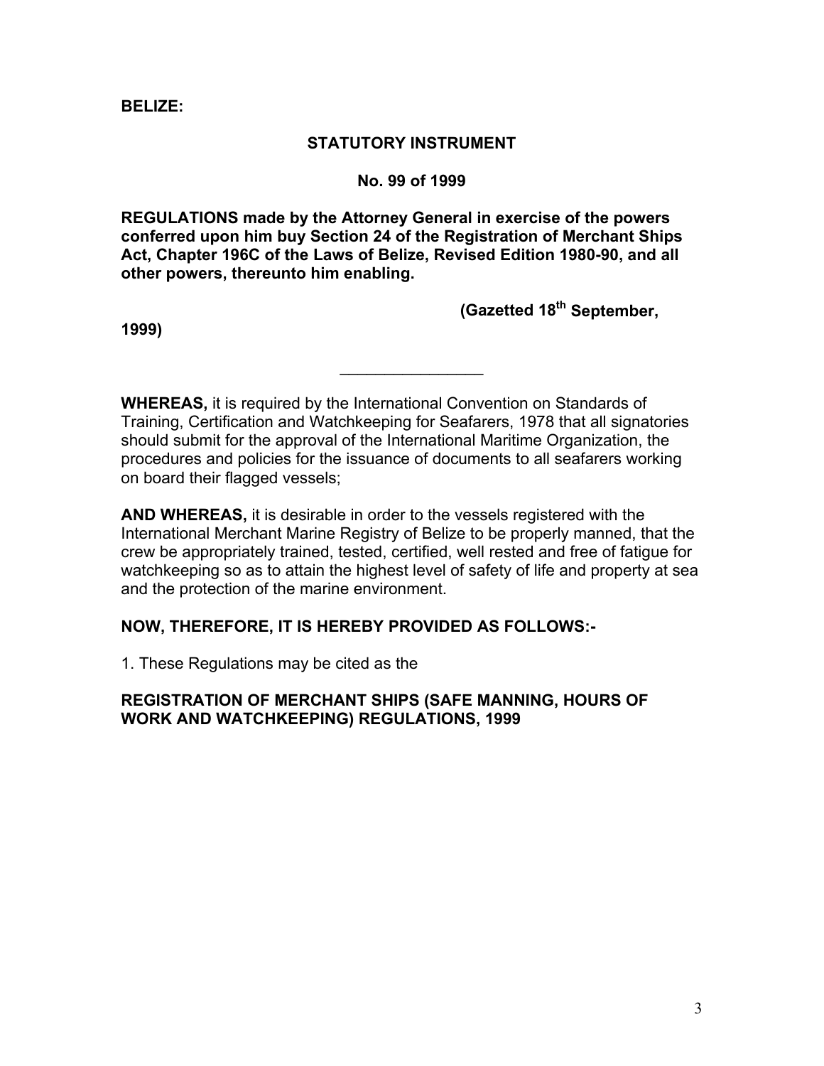**BELIZE:**

**STATUTORY INSTRUMENT**

**No. 99 of 1999**

**REGULATIONS made by the Attorney General in exercise of the powers conferred upon him buy Section 24 of the Registration of Merchant Ships Act, Chapter 196C of the Laws of Belize, Revised Edition 1980-90, and all other powers, thereunto him enabling.**

**(Gazetted 18th September, 1999)**

---

**WHEREAS,** it is required by the International Convention on Standards of Training, Certification and Watchkeeping for Seafarers, 1978 that all signatories should submit for the approval of the International Maritime Organization, the procedures and policies for the issuance of documents to all seafarers working on board their flagged vessels;

**AND WHEREAS,** it is desirable in order to the vessels registered with the International Merchant Marine Registry of Belize to be properly manned, that the crew be appropriately trained, tested, certified, well rested and free of fatigue for watchkeeping so as to attain the highest level of safety of life and property at sea and the protection of the marine environment.

**NOW, THEREFORE, IT IS HEREBY PROVIDED AS FOLLOWS:-**

1. These Regulations may be cited as the

**REGISTRATION OF MERCHANT SHIPS (SAFE MANNING, HOURS OF WORK AND WATCHKEEPING) REGULATIONS, 1999**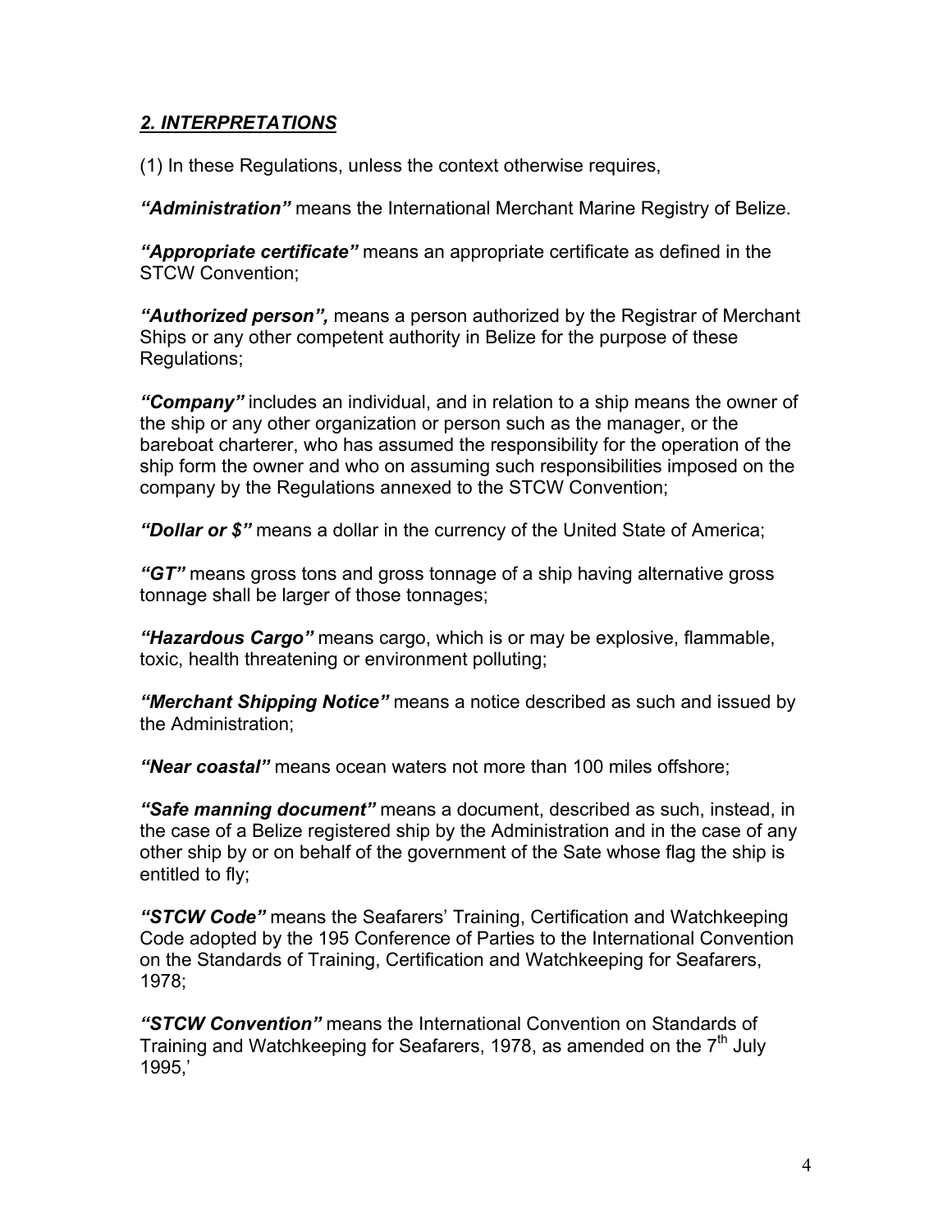## *2. INTERPRETATIONS*

(1) In these Regulations, unless the context otherwise requires,

***"Administration"*** means the International Merchant Marine Registry of Belize.

***"Appropriate certificate"*** means an appropriate certificate as defined in the STCW Convention;

***"Authorized person",*** means a person authorized by the Registrar of Merchant Ships or any other competent authority in Belize for the purpose of these Regulations;

***"Company"*** includes an individual, and in relation to a ship means the owner of the ship or any other organization or person such as the manager, or the bareboat charterer, who has assumed the responsibility for the operation of the ship form the owner and who on assuming such responsibilities imposed on the company by the Regulations annexed to the STCW Convention;

***"Dollar or $"*** means a dollar in the currency of the United State of America;

***"GT"*** means gross tons and gross tonnage of a ship having alternative gross tonnage shall be larger of those tonnages;

***"Hazardous Cargo"*** means cargo, which is or may be explosive, flammable, toxic, health threatening or environment polluting;

***"Merchant Shipping Notice"*** means a notice described as such and issued by the Administration;

***"Near coastal"*** means ocean waters not more than 100 miles offshore;

***"Safe manning document"*** means a document, described as such, instead, in the case of a Belize registered ship by the Administration and in the case of any other ship by or on behalf of the government of the Sate whose flag the ship is entitled to fly;

***"STCW Code"*** means the Seafarers' Training, Certification and Watchkeeping Code adopted by the 195 Conference of Parties to the International Convention on the Standards of Training, Certification and Watchkeeping for Seafarers, 1978;

***"STCW Convention"*** means the International Convention on Standards of Training and Watchkeeping for Seafarers, 1978, as amended on the 7th July 1995,'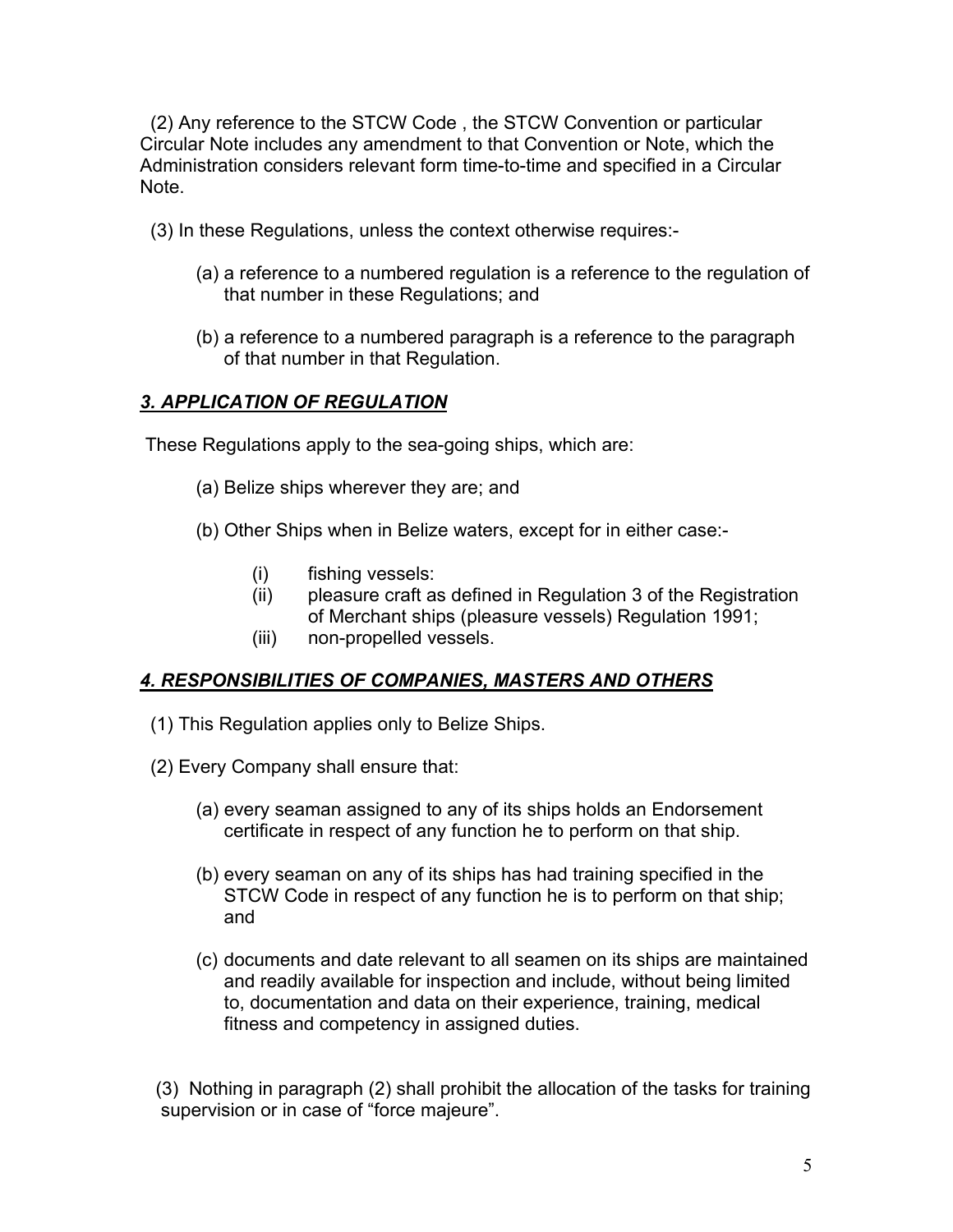(2) Any reference to the STCW Code , the STCW Convention or particular Circular Note includes any amendment to that Convention or Note, which the Administration considers relevant form time-to-time and specified in a Circular Note.

(3) In these Regulations, unless the context otherwise requires:-

(a) a reference to a numbered regulation is a reference to the regulation of that number in these Regulations; and

(b) a reference to a numbered paragraph is a reference to the paragraph of that number in that Regulation.

## *3. APPLICATION OF REGULATION*

These Regulations apply to the sea-going ships, which are:

(a) Belize ships wherever they are; and

(b) Other Ships when in Belize waters, except for in either case:-

(i) fishing vessels:
(ii) pleasure craft as defined in Regulation 3 of the Registration of Merchant ships (pleasure vessels) Regulation 1991;
(iii) non-propelled vessels.

## *4. RESPONSIBILITIES OF COMPANIES, MASTERS AND OTHERS*

(1) This Regulation applies only to Belize Ships.

(2) Every Company shall ensure that:

(a) every seaman assigned to any of its ships holds an Endorsement certificate in respect of any function he to perform on that ship.

(b) every seaman on any of its ships has had training specified in the STCW Code in respect of any function he is to perform on that ship; and

(c) documents and date relevant to all seamen on its ships are maintained and readily available for inspection and include, without being limited to, documentation and data on their experience, training, medical fitness and competency in assigned duties.

(3) Nothing in paragraph (2) shall prohibit the allocation of the tasks for training supervision or in case of “force majeure”.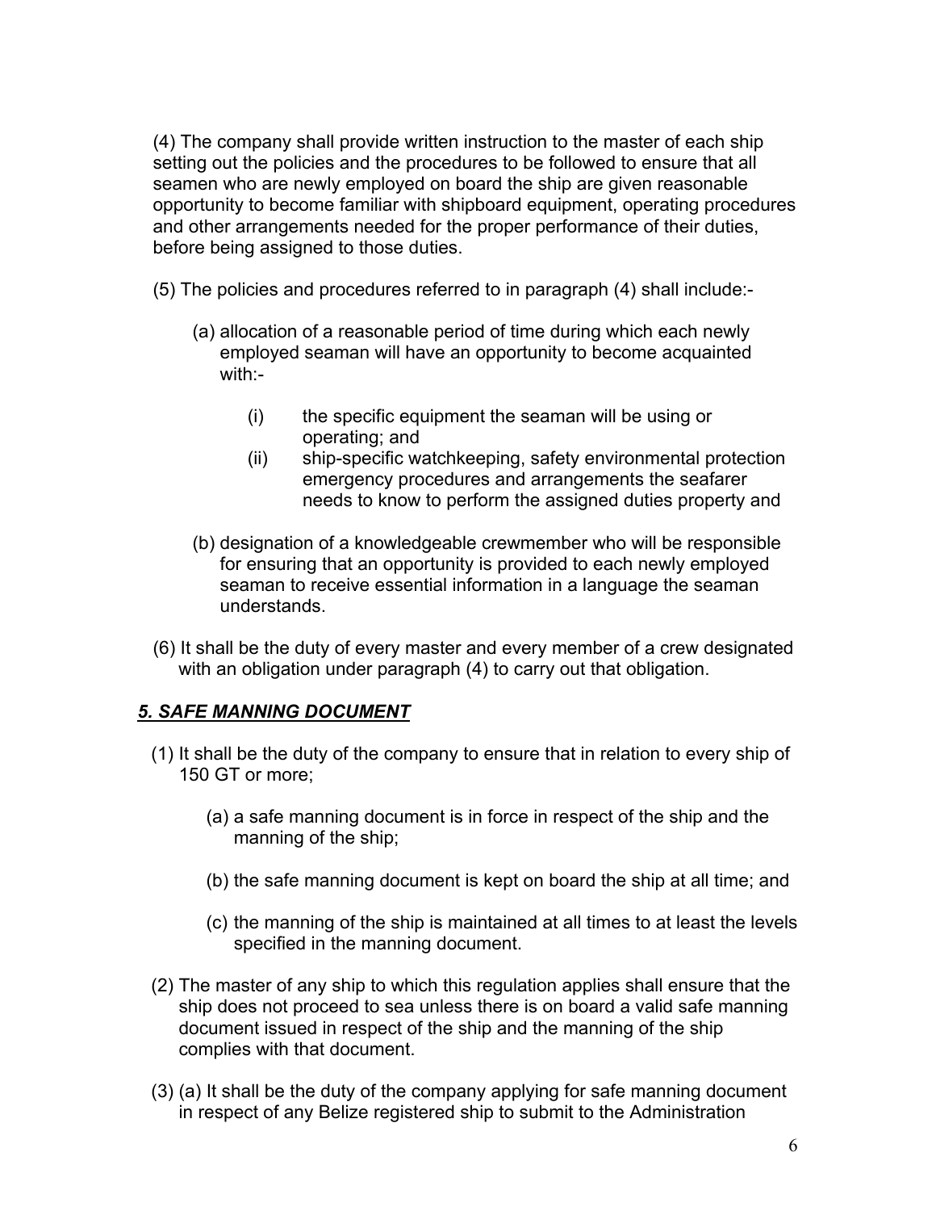(4) The company shall provide written instruction to the master of each ship setting out the policies and the procedures to be followed to ensure that all seamen who are newly employed on board the ship are given reasonable opportunity to become familiar with shipboard equipment, operating procedures and other arrangements needed for the proper performance of their duties, before being assigned to those duties.

(5) The policies and procedures referred to in paragraph (4) shall include:-

(a) allocation of a reasonable period of time during which each newly employed seaman will have an opportunity to become acquainted with:-

(i) the specific equipment the seaman will be using or operating; and

(ii) ship-specific watchkeeping, safety environmental protection emergency procedures and arrangements the seafarer needs to know to perform the assigned duties property and

(b) designation of a knowledgeable crewmember who will be responsible for ensuring that an opportunity is provided to each newly employed seaman to receive essential information in a language the seaman understands.

(6) It shall be the duty of every master and every member of a crew designated with an obligation under paragraph (4) to carry out that obligation.

## ***5. SAFE MANNING DOCUMENT***

(1) It shall be the duty of the company to ensure that in relation to every ship of 150 GT or more;

(a) a safe manning document is in force in respect of the ship and the manning of the ship;

(b) the safe manning document is kept on board the ship at all time; and

(c) the manning of the ship is maintained at all times to at least the levels specified in the manning document.

(2) The master of any ship to which this regulation applies shall ensure that the ship does not proceed to sea unless there is on board a valid safe manning document issued in respect of the ship and the manning of the ship complies with that document.

(3) (a) It shall be the duty of the company applying for safe manning document in respect of any Belize registered ship to submit to the Administration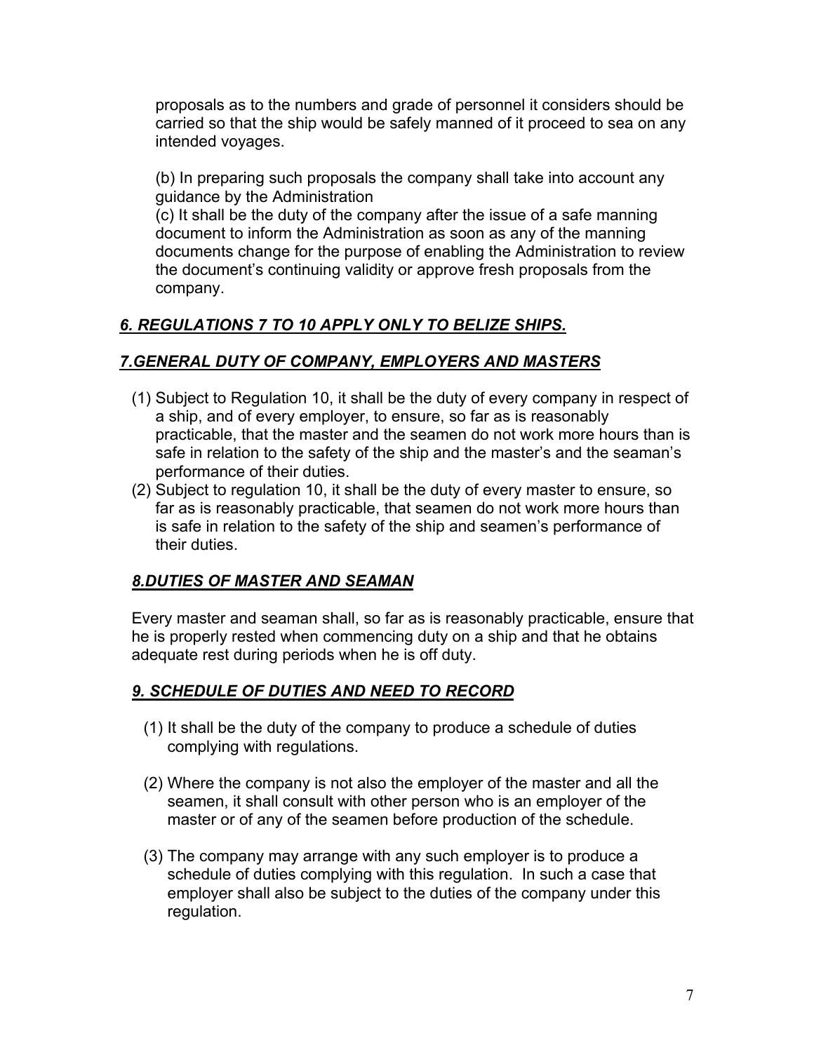proposals as to the numbers and grade of personnel it considers should be carried so that the ship would be safely manned of it proceed to sea on any intended voyages.

(b) In preparing such proposals the company shall take into account any guidance by the Administration
(c) It shall be the duty of the company after the issue of a safe manning document to inform the Administration as soon as any of the manning documents change for the purpose of enabling the Administration to review the document's continuing validity or approve fresh proposals from the company.

## ***6. REGULATIONS 7 TO 10 APPLY ONLY TO BELIZE SHIPS.***

## ***7.GENERAL DUTY OF COMPANY, EMPLOYERS AND MASTERS***

(1) Subject to Regulation 10, it shall be the duty of every company in respect of a ship, and of every employer, to ensure, so far as is reasonably practicable, that the master and the seamen do not work more hours than is safe in relation to the safety of the ship and the master's and the seaman's performance of their duties.
(2) Subject to regulation 10, it shall be the duty of every master to ensure, so far as is reasonably practicable, that seamen do not work more hours than is safe in relation to the safety of the ship and seamen's performance of their duties.

## ***8.DUTIES OF MASTER AND SEAMAN***

Every master and seaman shall, so far as is reasonably practicable, ensure that he is properly rested when commencing duty on a ship and that he obtains adequate rest during periods when he is off duty.

## ***9. SCHEDULE OF DUTIES AND NEED TO RECORD***

(1) It shall be the duty of the company to produce a schedule of duties complying with regulations.

(2) Where the company is not also the employer of the master and all the seamen, it shall consult with other person who is an employer of the master or of any of the seamen before production of the schedule.

(3) The company may arrange with any such employer is to produce a schedule of duties complying with this regulation. In such a case that employer shall also be subject to the duties of the company under this regulation.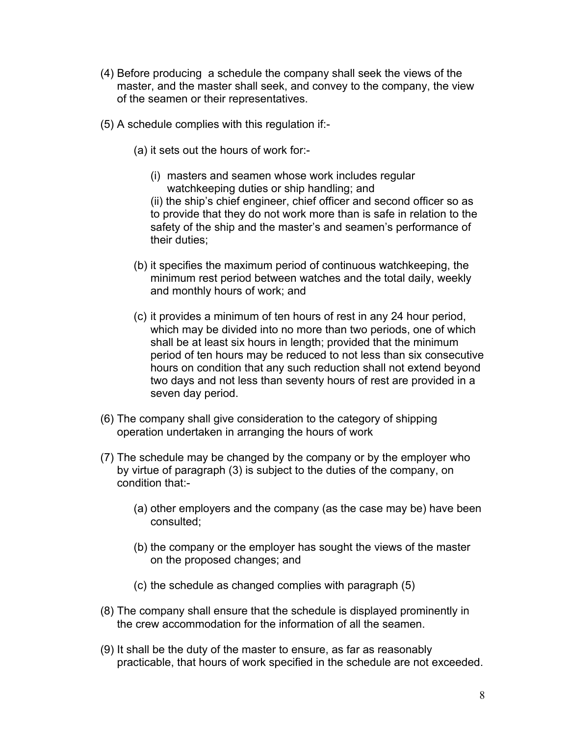(4) Before producing a schedule the company shall seek the views of the master, and the master shall seek, and convey to the company, the view of the seamen or their representatives.

(5) A schedule complies with this regulation if:-

   (a) it sets out the hours of work for:-

      (i) masters and seamen whose work includes regular watchkeeping duties or ship handling; and
      (ii) the ship's chief engineer, chief officer and second officer so as to provide that they do not work more than is safe in relation to the safety of the ship and the master's and seamen's performance of their duties;

   (b) it specifies the maximum period of continuous watchkeeping, the minimum rest period between watches and the total daily, weekly and monthly hours of work; and

   (c) it provides a minimum of ten hours of rest in any 24 hour period, which may be divided into no more than two periods, one of which shall be at least six hours in length; provided that the minimum period of ten hours may be reduced to not less than six consecutive hours on condition that any such reduction shall not extend beyond two days and not less than seventy hours of rest are provided in a seven day period.

(6) The company shall give consideration to the category of shipping operation undertaken in arranging the hours of work

(7) The schedule may be changed by the company or by the employer who by virtue of paragraph (3) is subject to the duties of the company, on condition that:-

   (a) other employers and the company (as the case may be) have been consulted;

   (b) the company or the employer has sought the views of the master on the proposed changes; and

   (c) the schedule as changed complies with paragraph (5)

(8) The company shall ensure that the schedule is displayed prominently in the crew accommodation for the information of all the seamen.

(9) It shall be the duty of the master to ensure, as far as reasonably practicable, that hours of work specified in the schedule are not exceeded.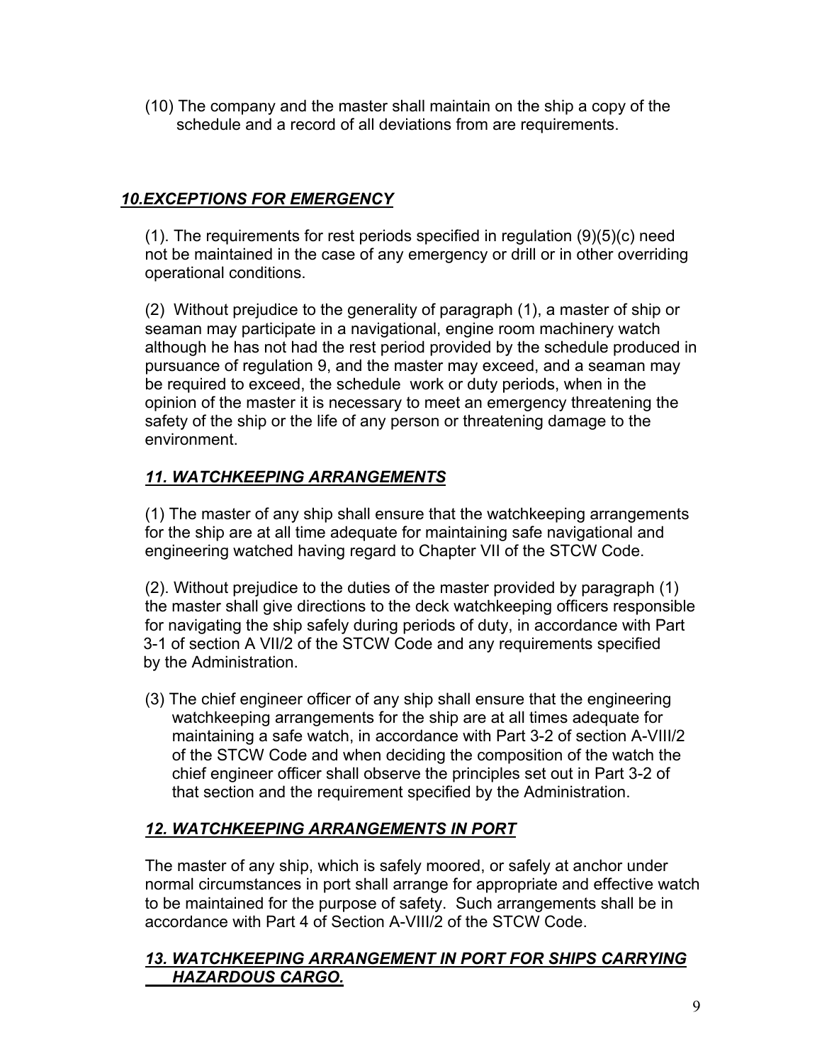(10) The company and the master shall maintain on the ship a copy of the schedule and a record of all deviations from are requirements.

## ***10.EXCEPTIONS FOR EMERGENCY***

(1). The requirements for rest periods specified in regulation (9)(5)(c) need not be maintained in the case of any emergency or drill or in other overriding operational conditions.

(2) Without prejudice to the generality of paragraph (1), a master of ship or seaman may participate in a navigational, engine room machinery watch although he has not had the rest period provided by the schedule produced in pursuance of regulation 9, and the master may exceed, and a seaman may be required to exceed, the schedule work or duty periods, when in the opinion of the master it is necessary to meet an emergency threatening the safety of the ship or the life of any person or threatening damage to the environment.

## ***11. WATCHKEEPING ARRANGEMENTS***

(1) The master of any ship shall ensure that the watchkeeping arrangements for the ship are at all time adequate for maintaining safe navigational and engineering watched having regard to Chapter VII of the STCW Code.

(2). Without prejudice to the duties of the master provided by paragraph (1) the master shall give directions to the deck watchkeeping officers responsible for navigating the ship safely during periods of duty, in accordance with Part 3-1 of section A VII/2 of the STCW Code and any requirements specified by the Administration.

(3) The chief engineer officer of any ship shall ensure that the engineering watchkeeping arrangements for the ship are at all times adequate for maintaining a safe watch, in accordance with Part 3-2 of section A-VIII/2 of the STCW Code and when deciding the composition of the watch the chief engineer officer shall observe the principles set out in Part 3-2 of that section and the requirement specified by the Administration.

## ***12. WATCHKEEPING ARRANGEMENTS IN PORT***

The master of any ship, which is safely moored, or safely at anchor under normal circumstances in port shall arrange for appropriate and effective watch to be maintained for the purpose of safety. Such arrangements shall be in accordance with Part 4 of Section A-VIII/2 of the STCW Code.

## ***13. WATCHKEEPING ARRANGEMENT IN PORT FOR SHIPS CARRYING HAZARDOUS CARGO.***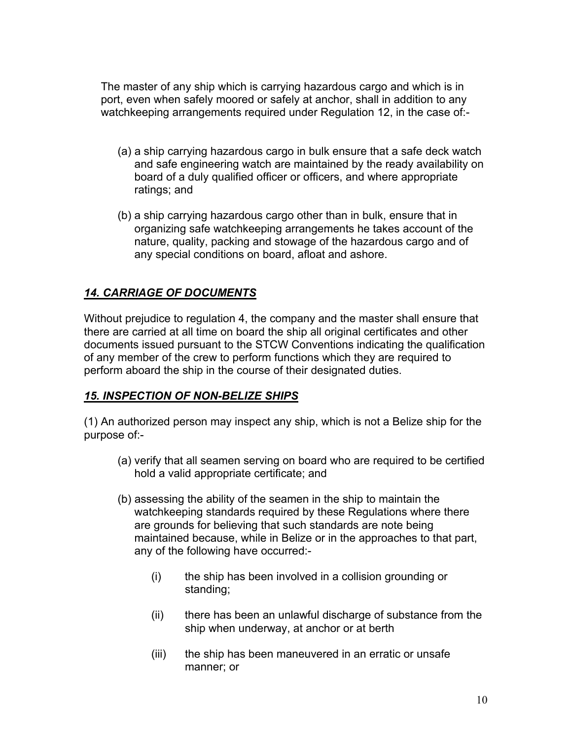The master of any ship which is carrying hazardous cargo and which is in port, even when safely moored or safely at anchor, shall in addition to any watchkeeping arrangements required under Regulation 12, in the case of:-

(a) a ship carrying hazardous cargo in bulk ensure that a safe deck watch and safe engineering watch are maintained by the ready availability on board of a duly qualified officer or officers, and where appropriate ratings; and

(b) a ship carrying hazardous cargo other than in bulk, ensure that in organizing safe watchkeeping arrangements he takes account of the nature, quality, packing and stowage of the hazardous cargo and of any special conditions on board, afloat and ashore.

## ***14. CARRIAGE OF DOCUMENTS***

Without prejudice to regulation 4, the company and the master shall ensure that there are carried at all time on board the ship all original certificates and other documents issued pursuant to the STCW Conventions indicating the qualification of any member of the crew to perform functions which they are required to perform aboard the ship in the course of their designated duties.

## ***15. INSPECTION OF NON-BELIZE SHIPS***

(1) An authorized person may inspect any ship, which is not a Belize ship for the purpose of:-

(a) verify that all seamen serving on board who are required to be certified hold a valid appropriate certificate; and

(b) assessing the ability of the seamen in the ship to maintain the watchkeeping standards required by these Regulations where there are grounds for believing that such standards are note being maintained because, while in Belize or in the approaches to that part, any of the following have occurred:-

(i) the ship has been involved in a collision grounding or standing;

(ii) there has been an unlawful discharge of substance from the ship when underway, at anchor or at berth

(iii) the ship has been maneuvered in an erratic or unsafe manner; or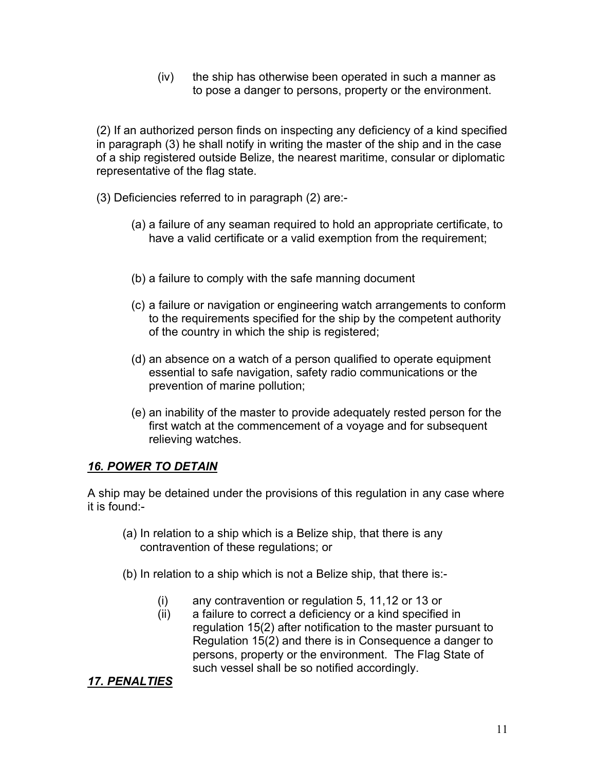(iv) the ship has otherwise been operated in such a manner as to pose a danger to persons, property or the environment.

(2) If an authorized person finds on inspecting any deficiency of a kind specified in paragraph (3) he shall notify in writing the master of the ship and in the case of a ship registered outside Belize, the nearest maritime, consular or diplomatic representative of the flag state.

(3) Deficiencies referred to in paragraph (2) are:-

(a) a failure of any seaman required to hold an appropriate certificate, to have a valid certificate or a valid exemption from the requirement;

(b) a failure to comply with the safe manning document

(c) a failure or navigation or engineering watch arrangements to conform to the requirements specified for the ship by the competent authority of the country in which the ship is registered;

(d) an absence on a watch of a person qualified to operate equipment essential to safe navigation, safety radio communications or the prevention of marine pollution;

(e) an inability of the master to provide adequately rested person for the first watch at the commencement of a voyage and for subsequent relieving watches.

## ***16. POWER TO DETAIN***

A ship may be detained under the provisions of this regulation in any case where it is found:-

(a) In relation to a ship which is a Belize ship, that there is any contravention of these regulations; or

(b) In relation to a ship which is not a Belize ship, that there is:-

(i) any contravention or regulation 5, 11,12 or 13 or

(ii) a failure to correct a deficiency or a kind specified in regulation 15(2) after notification to the master pursuant to Regulation 15(2) and there is in Consequence a danger to persons, property or the environment. The Flag State of such vessel shall be so notified accordingly.

## ***17. PENALTIES***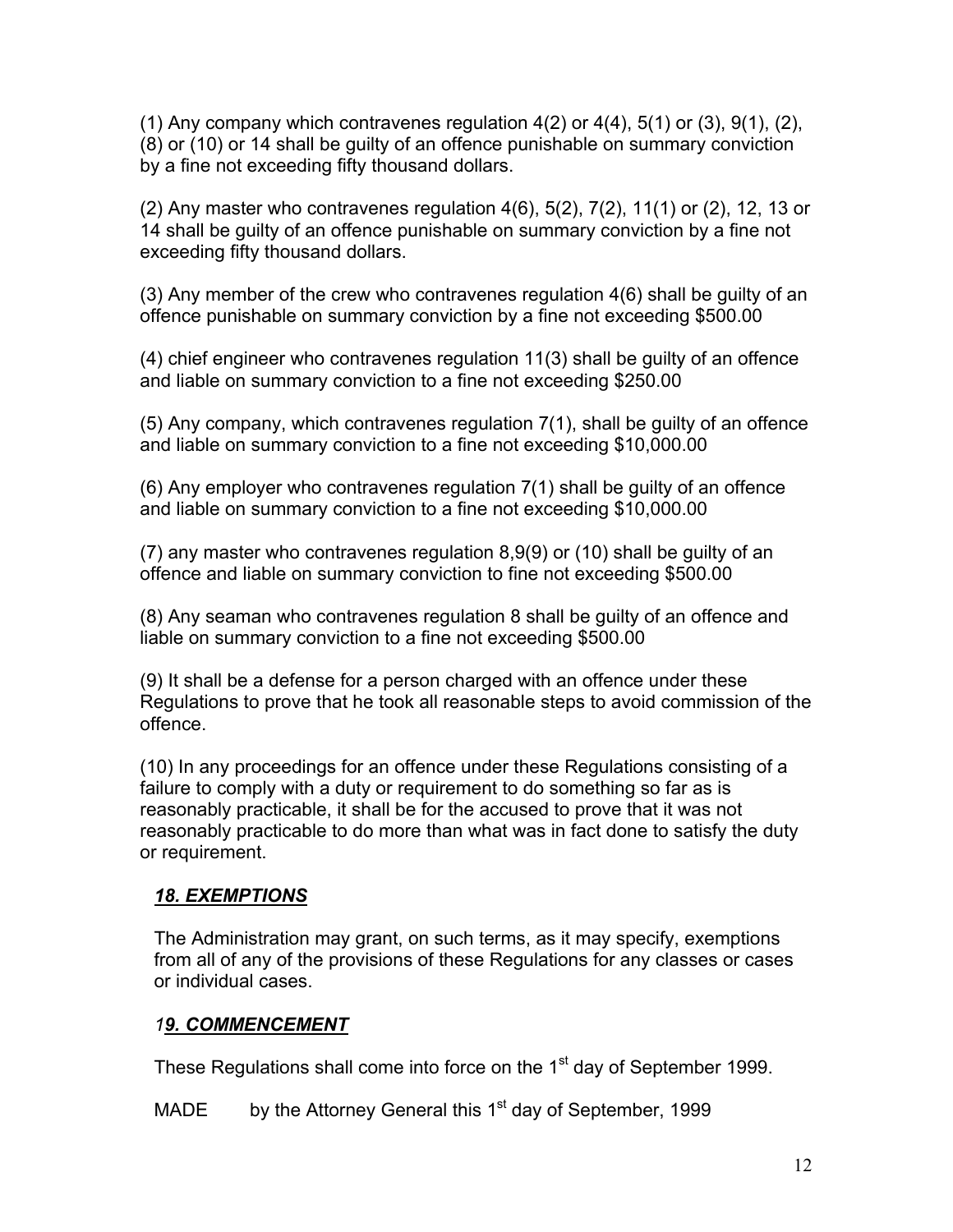(1) Any company which contravenes regulation 4(2) or 4(4), 5(1) or (3), 9(1), (2), (8) or (10) or 14 shall be guilty of an offence punishable on summary conviction by a fine not exceeding fifty thousand dollars.

(2) Any master who contravenes regulation 4(6), 5(2), 7(2), 11(1) or (2), 12, 13 or 14 shall be guilty of an offence punishable on summary conviction by a fine not exceeding fifty thousand dollars.

(3) Any member of the crew who contravenes regulation 4(6) shall be guilty of an offence punishable on summary conviction by a fine not exceeding $500.00

(4) chief engineer who contravenes regulation 11(3) shall be guilty of an offence and liable on summary conviction to a fine not exceeding $250.00

(5) Any company, which contravenes regulation 7(1), shall be guilty of an offence and liable on summary conviction to a fine not exceeding $10,000.00

(6) Any employer who contravenes regulation 7(1) shall be guilty of an offence and liable on summary conviction to a fine not exceeding $10,000.00

(7) any master who contravenes regulation 8,9(9) or (10) shall be guilty of an offence and liable on summary conviction to fine not exceeding $500.00

(8) Any seaman who contravenes regulation 8 shall be guilty of an offence and liable on summary conviction to a fine not exceeding $500.00

(9) It shall be a defense for a person charged with an offence under these Regulations to prove that he took all reasonable steps to avoid commission of the offence.

(10) In any proceedings for an offence under these Regulations consisting of a failure to comply with a duty or requirement to do something so far as is reasonably practicable, it shall be for the accused to prove that it was not reasonably practicable to do more than what was in fact done to satisfy the duty or requirement.

## ***18. EXEMPTIONS***

The Administration may grant, on such terms, as it may specify, exemptions from all of any of the provisions of these Regulations for any classes or cases or individual cases.

## ***19. COMMENCEMENT***

These Regulations shall come into force on the 1st day of September 1999.

MADE by the Attorney General this 1st day of September, 1999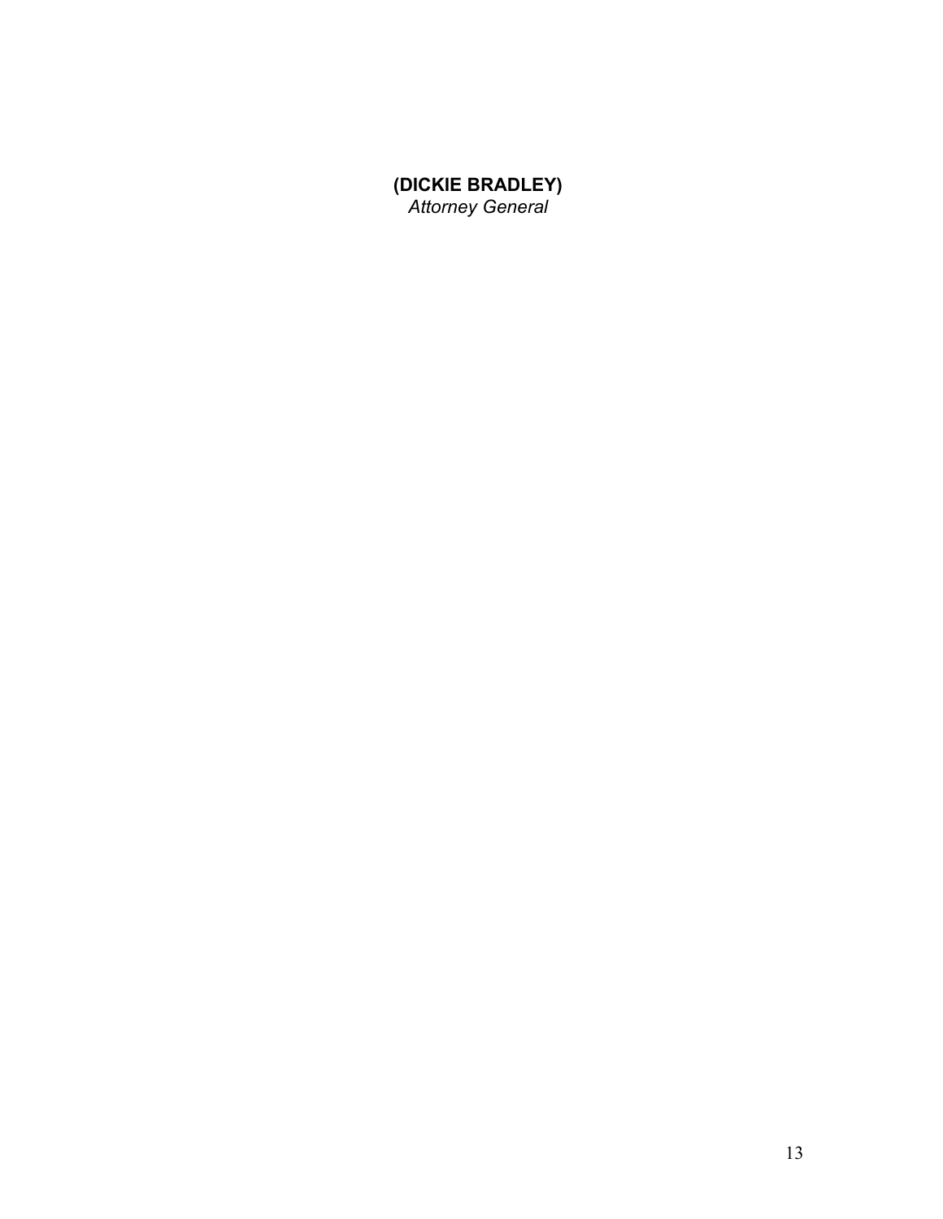**(DICKIE BRADLEY)**
*Attorney General*